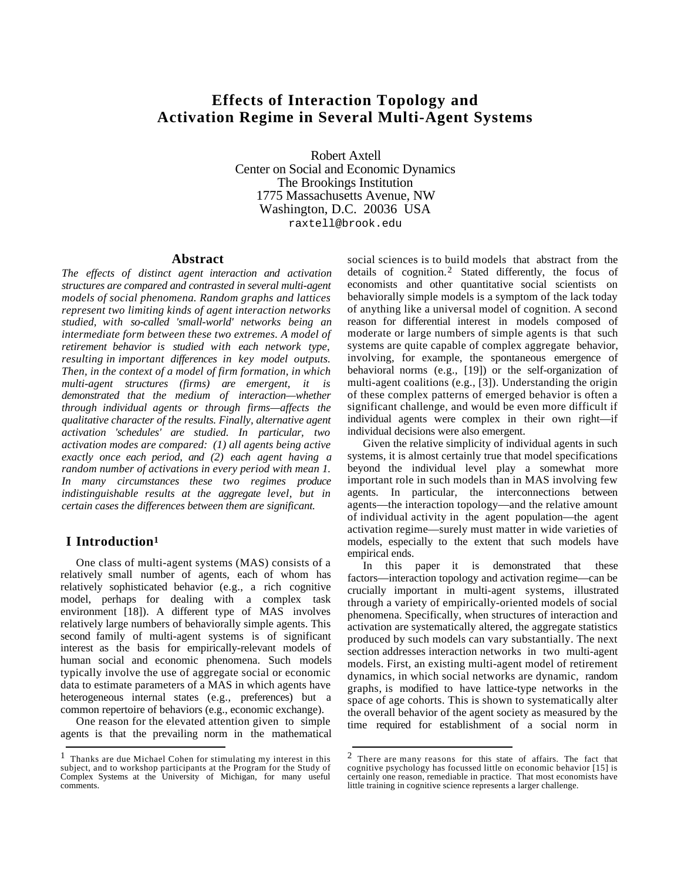# Effects of Interaction Topology and Activation Regime in Several Multi-Agent Systems

Robert Axtell
Center on Social and Economic Dynamics
The Brookings Institution
1775 Massachusetts Avenue, NW
Washington, D.C. 20036 USA
raxtell@brook.edu

## Abstract

*The effects of distinct agent interaction and activation structures are compared and contrasted in several multi-agent models of social phenomena. Random graphs and lattices represent two limiting kinds of agent interaction networks studied, with so-called 'small-world' networks being an intermediate form between these two extremes. A model of retirement behavior is studied with each network type, resulting in important differences in key model outputs. Then, in the context of a model of firm formation, in which multi-agent structures (firms) are emergent, it is demonstrated that the medium of interaction—whether through individual agents or through firms—affects the qualitative character of the results. Finally, alternative agent activation 'schedules' are studied. In particular, two activation modes are compared: (1) all agents being active exactly once each period, and (2) each agent having a random number of activations in every period with mean 1. In many circumstances these two regimes produce indistinguishable results at the aggregate level, but in certain cases the differences between them are significant.*

## I Introduction[1]

One class of multi-agent systems (MAS) consists of a relatively small number of agents, each of whom has relatively sophisticated behavior (e.g., a rich cognitive model, perhaps for dealing with a complex task environment [18]). A different type of MAS involves relatively large numbers of behaviorally simple agents. This second family of multi-agent systems is of significant interest as the basis for empirically-relevant models of human social and economic phenomena. Such models typically involve the use of aggregate social or economic data to estimate parameters of a MAS in which agents have heterogeneous internal states (e.g., preferences) but a common repertoire of behaviors (e.g., economic exchange).

One reason for the elevated attention given to simple agents is that the prevailing norm in the mathematical social sciences is to build models that abstract from the details of cognition.[2] Stated differently, the focus of economists and other quantitative social scientists on behaviorally simple models is a symptom of the lack today of anything like a universal model of cognition. A second reason for differential interest in models composed of moderate or large numbers of simple agents is that such systems are quite capable of complex aggregate behavior, involving, for example, the spontaneous emergence of behavioral norms (e.g., [19]) or the self-organization of multi-agent coalitions (e.g., [3]). Understanding the origin of these complex patterns of emerged behavior is often a significant challenge, and would be even more difficult if individual agents were complex in their own right—if individual decisions were also emergent.

Given the relative simplicity of individual agents in such systems, it is almost certainly true that model specifications beyond the individual level play a somewhat more important role in such models than in MAS involving few agents. In particular, the interconnections between agents—the interaction topology—and the relative amount of individual activity in the agent population—the agent activation regime—surely must matter in wide varieties of models, especially to the extent that such models have empirical ends.

In this paper it is demonstrated that these factors—interaction topology and activation regime—can be crucially important in multi-agent systems, illustrated through a variety of empirically-oriented models of social phenomena. Specifically, when structures of interaction and activation are systematically altered, the aggregate statistics produced by such models can vary substantially. The next section addresses interaction networks in two multi-agent models. First, an existing multi-agent model of retirement dynamics, in which social networks are dynamic, random graphs, is modified to have lattice-type networks in the space of age cohorts. This is shown to systematically alter the overall behavior of the agent society as measured by the time required for establishment of a social norm in

---

[1] Thanks are due Michael Cohen for stimulating my interest in this subject, and to workshop participants at the Program for the Study of Complex Systems at the University of Michigan, for many useful comments.

[2] There are many reasons for this state of affairs. The fact that cognitive psychology has focussed little on economic behavior [15] is certainly one reason, remediable in practice. That most economists have little training in cognitive science represents a larger challenge.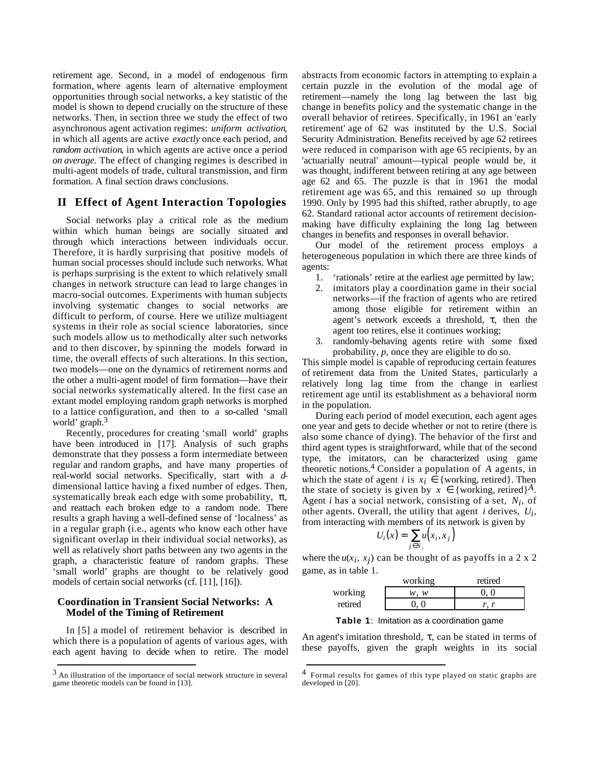retirement age. Second, in a model of endogenous firm formation, where agents learn of alternative employment opportunities through social networks, a key statistic of the model is shown to depend crucially on the structure of these networks. Then, in section three we study the effect of two asynchronous agent activation regimes: *uniform activation*, in which all agents are active *exactly* once each period, and *random activation*, in which agents are active once a period *on average*. The effect of changing regimes is described in multi-agent models of trade, cultural transmission, and firm formation. A final section draws conclusions.

## II Effect of Agent Interaction Topologies

Social networks play a critical role as the medium within which human beings are socially situated and through which interactions between individuals occur. Therefore, it is hardly surprising that positive models of human social processes should include such networks. What is perhaps surprising is the extent to which relatively small changes in network structure can lead to large changes in macro-social outcomes. Experiments with human subjects involving systematic changes to social networks are difficult to perform, of course. Here we utilize multiagent systems in their role as social science laboratories, since such models allow us to methodically alter such networks and to then discover, by spinning the models forward in time, the overall effects of such alterations. In this section, two models—one on the dynamics of retirement norms and the other a multi-agent model of firm formation—have their social networks systematically altered. In the first case an extant model employing random graph networks is morphed to a lattice configuration, and then to a so-called 'small world' graph.[3]

Recently, procedures for creating 'small world' graphs have been introduced in [17]. Analysis of such graphs demonstrate that they possess a form intermediate between regular and random graphs, and have many properties of real-world social networks. Specifically, start with a *d*-dimensional lattice having a fixed number of edges. Then, systematically break each edge with some probability, $\pi$, and reattach each broken edge to a random node. There results a graph having a well-defined sense of 'localness' as in a regular graph (i.e., agents who know each other have significant overlap in their individual social networks), as well as relatively short paths between any two agents in the graph, a characteristic feature of random graphs. These 'small world' graphs are thought to be relatively good models of certain social networks (cf. [11], [16]).

### Coordination in Transient Social Networks: A Model of the Timing of Retirement

In [5] a model of retirement behavior is described in which there is a population of agents of various ages, with each agent having to decide when to retire. The model abstracts from economic factors in attempting to explain a certain puzzle in the evolution of the modal age of retirement—namely the long lag between the last big change in benefits policy and the systematic change in the overall behavior of retirees. Specifically, in 1961 an 'early retirement' age of 62 was instituted by the U.S. Social Security Administration. Benefits received by age 62 retirees were reduced in comparison with age 65 recipients, by an 'actuarially neutral' amount—typical people would be, it was thought, indifferent between retiring at any age between age 62 and 65. The puzzle is that in 1961 the modal retirement age was 65, and this remained so up through 1990. Only by 1995 had this shifted, rather abruptly, to age 62. Standard rational actor accounts of retirement decision-making have difficulty explaining the long lag between changes in benefits and responses in overall behavior.

Our model of the retirement process employs a heterogeneous population in which there are three kinds of agents:

1. 'rationals' retire at the earliest age permitted by law;
2. imitators play a coordination game in their social networks—if the fraction of agents who are retired among those eligible for retirement within an agent's network exceeds a threshold, $\tau$, then the agent too retires, else it continues working;
3. randomly-behaving agents retire with some fixed probability, *p*, once they are eligible to do so.

This simple model is capable of reproducing certain features of retirement data from the United States, particularly a relatively long lag time from the change in earliest retirement age until its establishment as a behavioral norm in the population.

During each period of model execution, each agent ages one year and gets to decide whether or not to retire (there is also some chance of dying). The behavior of the first and third agent types is straightforward, while that of the second type, the imitators, can be characterized using game theoretic notions.[4] Consider a population of $A$ agents, in which the state of agent $i$ is $x_i \in$ {working, retired}. Then the state of society is given by $x \in$ {working, retired}$^A$. Agent $i$ has a social network, consisting of a set, $N_i$, of other agents. Overall, the utility that agent $i$ derives, $U_i$, from interacting with members of its network is given by

$$U_i(x) = \sum_{j \in N_i} u(x_i, x_j)$$

where the $u(x_i, x_j)$ can be thought of as payoffs in a 2 x 2 game, as in table 1.

| | working | retired |
|---|---|---|
| working | *w*, *w* | 0, 0 |
| retired | 0, 0 | *r*, *r* |

**Table 1**: Imitation as a coordination game

An agent's imitation threshold, $\tau$, can be stated in terms of these payoffs, given the graph weights in its social

[3] An illustration of the importance of social network structure in several game theoretic models can be found in [13].

[4] Formal results for games of this type played on static graphs are developed in [20].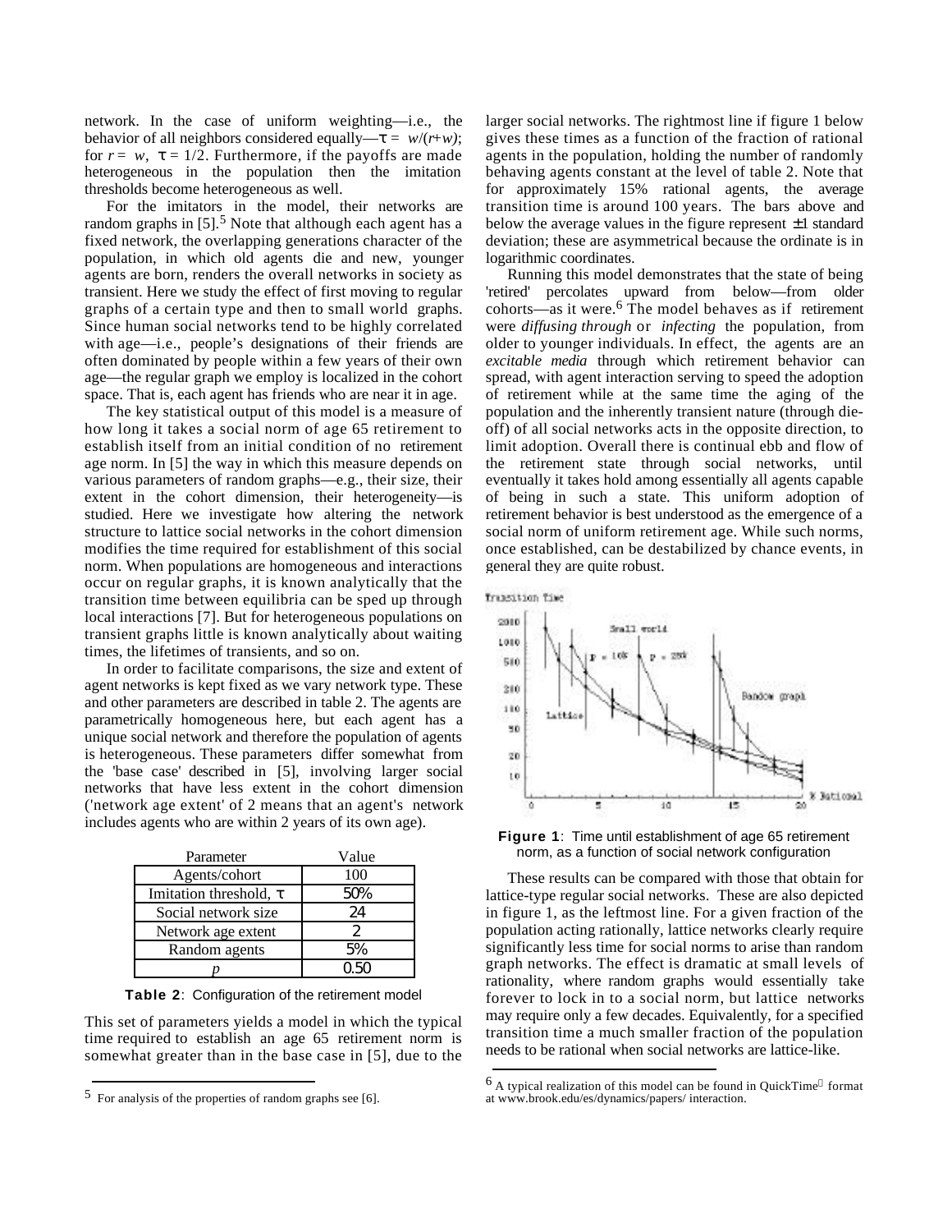network. In the case of uniform weighting—i.e., the behavior of all neighbors considered equally—$\tau = w/(r+w)$; for $r = w$, $\tau = 1/2$. Furthermore, if the payoffs are made heterogeneous in the population then the imitation thresholds become heterogeneous as well.

For the imitators in the model, their networks are random graphs in [5].[5] Note that although each agent has a fixed network, the overlapping generations character of the population, in which old agents die and new, younger agents are born, renders the overall networks in society as transient. Here we study the effect of first moving to regular graphs of a certain type and then to small world graphs. Since human social networks tend to be highly correlated with age—i.e., people's designations of their friends are often dominated by people within a few years of their own age—the regular graph we employ is localized in the cohort space. That is, each agent has friends who are near it in age.

The key statistical output of this model is a measure of how long it takes a social norm of age 65 retirement to establish itself from an initial condition of no retirement age norm. In [5] the way in which this measure depends on various parameters of random graphs—e.g., their size, their extent in the cohort dimension, their heterogeneity—is studied. Here we investigate how altering the network structure to lattice social networks in the cohort dimension modifies the time required for establishment of this social norm. When populations are homogeneous and interactions occur on regular graphs, it is known analytically that the transition time between equilibria can be sped up through local interactions [7]. But for heterogeneous populations on transient graphs little is known analytically about waiting times, the lifetimes of transients, and so on.

In order to facilitate comparisons, the size and extent of agent networks is kept fixed as we vary network type. These and other parameters are described in table 2. The agents are parametrically homogeneous here, but each agent has a unique social network and therefore the population of agents is heterogeneous. These parameters differ somewhat from the 'base case' described in [5], involving larger social networks that have less extent in the cohort dimension ('network age extent' of 2 means that an agent's network includes agents who are within 2 years of its own age).

| Parameter | Value |
|---|---|
| Agents/cohort | 100 |
| Imitation threshold, $\tau$ | 50% |
| Social network size | 24 |
| Network age extent | 2 |
| Random agents | 5% |
| $p$ | 0.50 |

**Table 2**: Configuration of the retirement model

This set of parameters yields a model in which the typical time required to establish an age 65 retirement norm is somewhat greater than in the base case in [5], due to the larger social networks. The rightmost line if figure 1 below gives these times as a function of the fraction of rational agents in the population, holding the number of randomly behaving agents constant at the level of table 2. Note that for approximately 15% rational agents, the average transition time is around 100 years. The bars above and below the average values in the figure represent ±1 standard deviation; these are asymmetrical because the ordinate is in logarithmic coordinates.

Running this model demonstrates that the state of being 'retired' percolates upward from below—from older cohorts—as it were.[6] The model behaves as if retirement were *diffusing through* or *infecting* the population, from older to younger individuals. In effect, the agents are an *excitable media* through which retirement behavior can spread, with agent interaction serving to speed the adoption of retirement while at the same time the aging of the population and the inherently transient nature (through die-off) of all social networks acts in the opposite direction, to limit adoption. Overall there is continual ebb and flow of the retirement state through social networks, until eventually it takes hold among essentially all agents capable of being in such a state. This uniform adoption of retirement behavior is best understood as the emergence of a social norm of uniform retirement age. While such norms, once established, can be destabilized by chance events, in general they are quite robust.

Transition Time

2000
1000
500
200
100
50
20
10

Small world
p = 10%
p = 25%
Random graph
Lattice

0
5
10
15
20
% Rational

**Figure 1**: Time until establishment of age 65 retirement norm, as a function of social network configuration

These results can be compared with those that obtain for lattice-type regular social networks. These are also depicted in figure 1, as the leftmost line. For a given fraction of the population acting rationally, lattice networks clearly require significantly less time for social norms to arise than random graph networks. The effect is dramatic at small levels of rationality, where random graphs would essentially take forever to lock in to a social norm, but lattice networks may require only a few decades. Equivalently, for a specified transition time a much smaller fraction of the population needs to be rational when social networks are lattice-like.

[5] For analysis of the properties of random graphs see [6].

[6] A typical realization of this model can be found in QuickTime format at www.brook.edu/es/dynamics/papers/ interaction.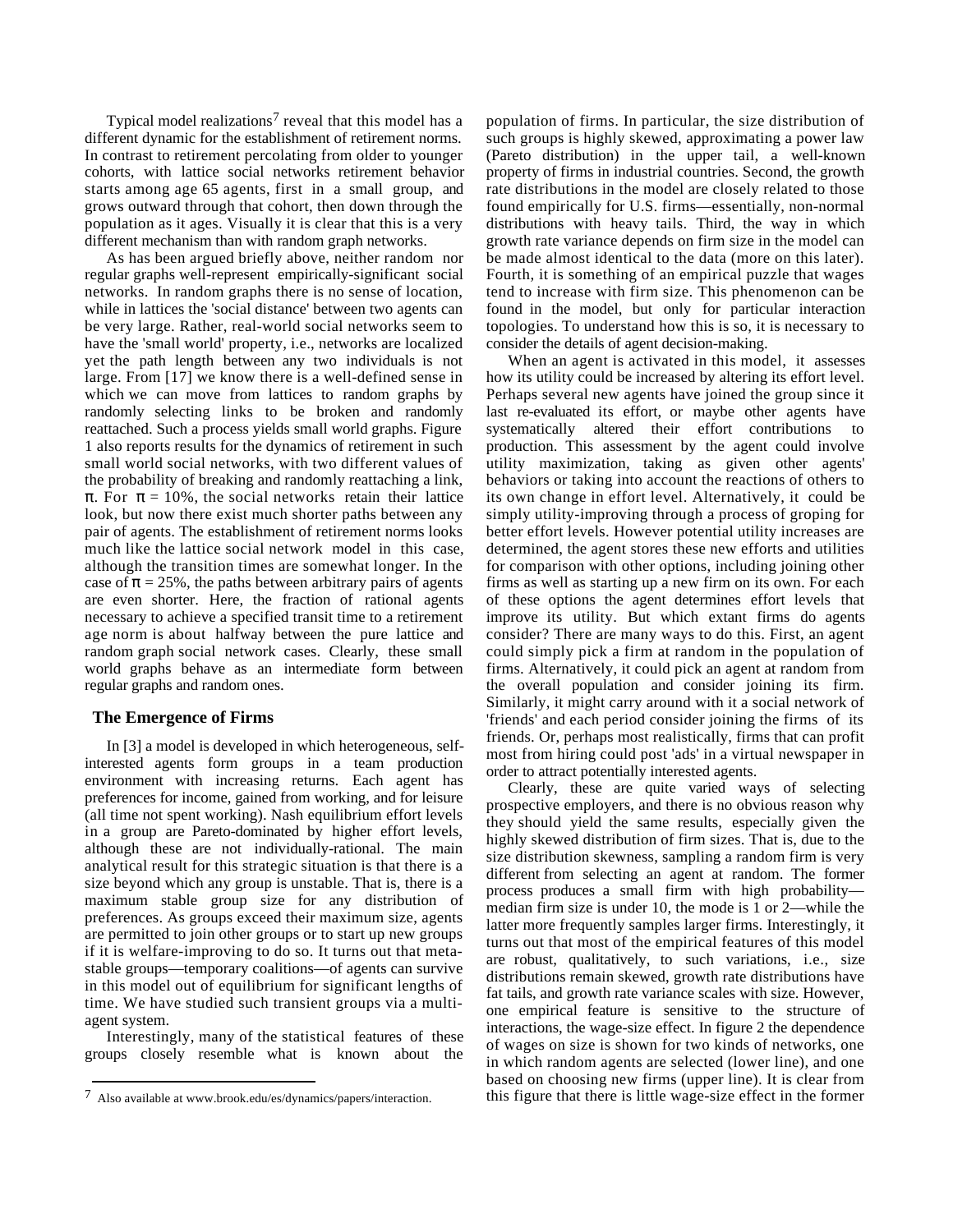Typical model realizations[7] reveal that this model has a different dynamic for the establishment of retirement norms. In contrast to retirement percolating from older to younger cohorts, with lattice social networks retirement behavior starts among age 65 agents, first in a small group, and grows outward through that cohort, then down through the population as it ages. Visually it is clear that this is a very different mechanism than with random graph networks.

As has been argued briefly above, neither random nor regular graphs well-represent empirically-significant social networks. In random graphs there is no sense of location, while in lattices the 'social distance' between two agents can be very large. Rather, real-world social networks seem to have the 'small world' property, i.e., networks are localized yet the path length between any two individuals is not large. From [17] we know there is a well-defined sense in which we can move from lattices to random graphs by randomly selecting links to be broken and randomly reattached. Such a process yields small world graphs. Figure 1 also reports results for the dynamics of retirement in such small world social networks, with two different values of the probability of breaking and randomly reattaching a link, $\pi$. For $\pi = 10\%$, the social networks retain their lattice look, but now there exist much shorter paths between any pair of agents. The establishment of retirement norms looks much like the lattice social network model in this case, although the transition times are somewhat longer. In the case of $\pi = 25\%$, the paths between arbitrary pairs of agents are even shorter. Here, the fraction of rational agents necessary to achieve a specified transit time to a retirement age norm is about halfway between the pure lattice and random graph social network cases. Clearly, these small world graphs behave as an intermediate form between regular graphs and random ones.

## The Emergence of Firms

In [3] a model is developed in which heterogeneous, self-interested agents form groups in a team production environment with increasing returns. Each agent has preferences for income, gained from working, and for leisure (all time not spent working). Nash equilibrium effort levels in a group are Pareto-dominated by higher effort levels, although these are not individually-rational. The main analytical result for this strategic situation is that there is a size beyond which any group is unstable. That is, there is a maximum stable group size for any distribution of preferences. As groups exceed their maximum size, agents are permitted to join other groups or to start up new groups if it is welfare-improving to do so. It turns out that meta-stable groups—temporary coalitions—of agents can survive in this model out of equilibrium for significant lengths of time. We have studied such transient groups via a multi-agent system.

Interestingly, many of the statistical features of these groups closely resemble what is known about the population of firms. In particular, the size distribution of such groups is highly skewed, approximating a power law (Pareto distribution) in the upper tail, a well-known property of firms in industrial countries. Second, the growth rate distributions in the model are closely related to those found empirically for U.S. firms—essentially, non-normal distributions with heavy tails. Third, the way in which growth rate variance depends on firm size in the model can be made almost identical to the data (more on this later). Fourth, it is something of an empirical puzzle that wages tend to increase with firm size. This phenomenon can be found in the model, but only for particular interaction topologies. To understand how this is so, it is necessary to consider the details of agent decision-making.

When an agent is activated in this model, it assesses how its utility could be increased by altering its effort level. Perhaps several new agents have joined the group since it last re-evaluated its effort, or maybe other agents have systematically altered their effort contributions to production. This assessment by the agent could involve utility maximization, taking as given other agents' behaviors or taking into account the reactions of others to its own change in effort level. Alternatively, it could be simply utility-improving through a process of groping for better effort levels. However potential utility increases are determined, the agent stores these new efforts and utilities for comparison with other options, including joining other firms as well as starting up a new firm on its own. For each of these options the agent determines effort levels that improve its utility. But which extant firms do agents consider? There are many ways to do this. First, an agent could simply pick a firm at random in the population of firms. Alternatively, it could pick an agent at random from the overall population and consider joining its firm. Similarly, it might carry around with it a social network of 'friends' and each period consider joining the firms of its friends. Or, perhaps most realistically, firms that can profit most from hiring could post 'ads' in a virtual newspaper in order to attract potentially interested agents.

Clearly, these are quite varied ways of selecting prospective employers, and there is no obvious reason why they should yield the same results, especially given the highly skewed distribution of firm sizes. That is, due to the size distribution skewness, sampling a random firm is very different from selecting an agent at random. The former process produces a small firm with high probability—median firm size is under 10, the mode is 1 or 2—while the latter more frequently samples larger firms. Interestingly, it turns out that most of the empirical features of this model are robust, qualitatively, to such variations, i.e., size distributions remain skewed, growth rate distributions have fat tails, and growth rate variance scales with size. However, one empirical feature is sensitive to the structure of interactions, the wage-size effect. In figure 2 the dependence of wages on size is shown for two kinds of networks, one in which random agents are selected (lower line), and one based on choosing new firms (upper line). It is clear from this figure that there is little wage-size effect in the former

[7] Also available at www.brook.edu/es/dynamics/papers/interaction.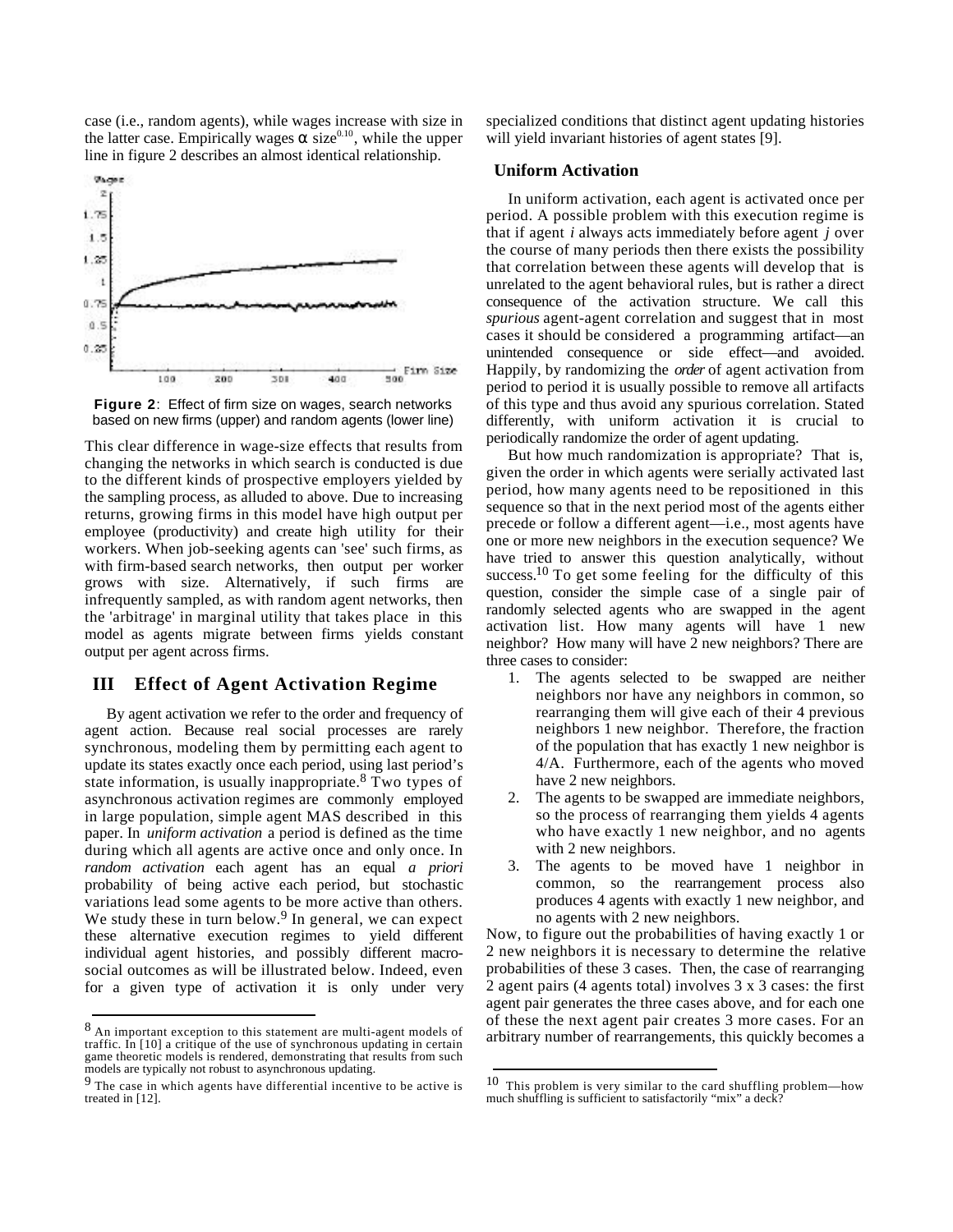case (i.e., random agents), while wages increase with size in the latter case. Empirically wages $\alpha$ size$^{0.10}$, while the upper line in figure 2 describes an almost identical relationship.

**Figure 2**: Effect of firm size on wages, search networks based on new firms (upper) and random agents (lower line)

This clear difference in wage-size effects that results from changing the networks in which search is conducted is due to the different kinds of prospective employers yielded by the sampling process, as alluded to above. Due to increasing returns, growing firms in this model have high output per employee (productivity) and create high utility for their workers. When job-seeking agents can 'see' such firms, as with firm-based search networks, then output per worker grows with size. Alternatively, if such firms are infrequently sampled, as with random agent networks, then the 'arbitrage' in marginal utility that takes place in this model as agents migrate between firms yields constant output per agent across firms.

## III Effect of Agent Activation Regime

By agent activation we refer to the order and frequency of agent action. Because real social processes are rarely synchronous, modeling them by permitting each agent to update its states exactly once each period, using last period's state information, is usually inappropriate.[8] Two types of asynchronous activation regimes are commonly employed in large population, simple agent MAS described in this paper. In *uniform activation* a period is defined as the time during which all agents are active once and only once. In *random activation* each agent has an equal *a priori* probability of being active each period, but stochastic variations lead some agents to be more active than others. We study these in turn below.[9] In general, we can expect these alternative execution regimes to yield different individual agent histories, and possibly different macro-social outcomes as will be illustrated below. Indeed, even for a given type of activation it is only under very specialized conditions that distinct agent updating histories will yield invariant histories of agent states [9].

### Uniform Activation

In uniform activation, each agent is activated once per period. A possible problem with this execution regime is that if agent *i* always acts immediately before agent *j* over the course of many periods then there exists the possibility that correlation between these agents will develop that is unrelated to the agent behavioral rules, but is rather a direct consequence of the activation structure. We call this *spurious* agent-agent correlation and suggest that in most cases it should be considered a programming artifact—an unintended consequence or side effect—and avoided. Happily, by randomizing the *order* of agent activation from period to period it is usually possible to remove all artifacts of this type and thus avoid any spurious correlation. Stated differently, with uniform activation it is crucial to periodically randomize the order of agent updating.

But how much randomization is appropriate? That is, given the order in which agents were serially activated last period, how many agents need to be repositioned in this sequence so that in the next period most of the agents either precede or follow a different agent—i.e., most agents have one or more new neighbors in the execution sequence? We have tried to answer this question analytically, without success.[10] To get some feeling for the difficulty of this question, consider the simple case of a single pair of randomly selected agents who are swapped in the agent activation list. How many agents will have 1 new neighbor? How many will have 2 new neighbors? There are three cases to consider:

1. The agents selected to be swapped are neither neighbors nor have any neighbors in common, so rearranging them will give each of their 4 previous neighbors 1 new neighbor. Therefore, the fraction of the population that has exactly 1 new neighbor is 4/A. Furthermore, each of the agents who moved have 2 new neighbors.
2. The agents to be swapped are immediate neighbors, so the process of rearranging them yields 4 agents who have exactly 1 new neighbor, and no agents with 2 new neighbors.
3. The agents to be moved have 1 neighbor in common, so the rearrangement process also produces 4 agents with exactly 1 new neighbor, and no agents with 2 new neighbors.

Now, to figure out the probabilities of having exactly 1 or 2 new neighbors it is necessary to determine the relative probabilities of these 3 cases. Then, the case of rearranging 2 agent pairs (4 agents total) involves 3 x 3 cases: the first agent pair generates the three cases above, and for each one of these the next agent pair creates 3 more cases. For an arbitrary number of rearrangements, this quickly becomes a

---

[8] An important exception to this statement are multi-agent models of traffic. In [10] a critique of the use of synchronous updating in certain game theoretic models is rendered, demonstrating that results from such models are typically not robust to asynchronous updating.

[9] The case in which agents have differential incentive to be active is treated in [12].

[10] This problem is very similar to the card shuffling problem—how much shuffling is sufficient to satisfactorily "mix" a deck?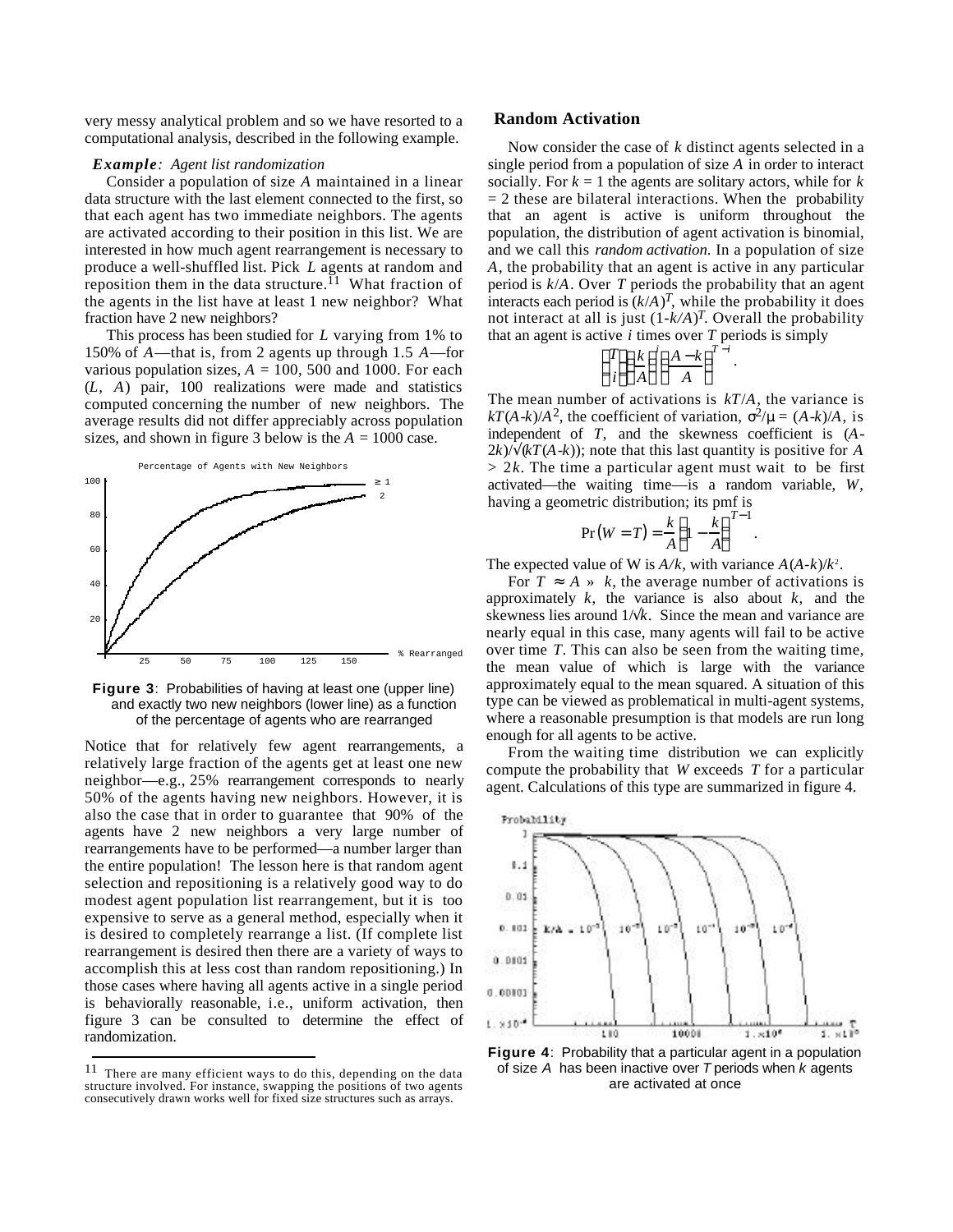very messy analytical problem and so we have resorted to a computational analysis, described in the following example.

***Example**: Agent list randomization*

Consider a population of size $A$ maintained in a linear data structure with the last element connected to the first, so that each agent has two immediate neighbors. The agents are activated according to their position in this list. We are interested in how much agent rearrangement is necessary to produce a well-shuffled list. Pick $L$ agents at random and reposition them in the data structure.[11] What fraction of the agents in the list have at least 1 new neighbor? What fraction have 2 new neighbors?

This process has been studied for $L$ varying from 1% to 150% of $A$—that is, from 2 agents up through 1.5 $A$—for various population sizes, $A$ = 100, 500 and 1000. For each ($L$, $A$) pair, 100 realizations were made and statistics computed concerning the number of new neighbors. The average results did not differ appreciably across population sizes, and shown in figure 3 below is the $A$ = 1000 case.

Percentage of Agents with New Neighbors

100
80
60
40
20

25 50 75 100 125 150 % Rearranged

≥ 1
2

**Figure 3**: Probabilities of having at least one (upper line) and exactly two new neighbors (lower line) as a function of the percentage of agents who are rearranged

Notice that for relatively few agent rearrangements, a relatively large fraction of the agents get at least one new neighbor—e.g., 25% rearrangement corresponds to nearly 50% of the agents having new neighbors. However, it is also the case that in order to guarantee that 90% of the agents have 2 new neighbors a very large number of rearrangements have to be performed—a number larger than the entire population! The lesson here is that random agent selection and repositioning is a relatively good way to do modest agent population list rearrangement, but it is too expensive to serve as a general method, especially when it is desired to completely rearrange a list. (If complete list rearrangement is desired then there are a variety of ways to accomplish this at less cost than random repositioning.) In those cases where having all agents active in a single period is behaviorally reasonable, i.e., uniform activation, then figure 3 can be consulted to determine the effect of randomization.

[11] There are many efficient ways to do this, depending on the data structure involved. For instance, swapping the positions of two agents consecutively drawn works well for fixed size structures such as arrays.

## Random Activation

Now consider the case of $k$ distinct agents selected in a single period from a population of size $A$ in order to interact socially. For $k = 1$ the agents are solitary actors, while for $k = 2$ these are bilateral interactions. When the probability that an agent is active is uniform throughout the population, the distribution of agent activation is binomial, and we call this *random activation*. In a population of size $A$, the probability that an agent is active in any particular period is $k/A$. Over $T$ periods the probability that an agent interacts each period is $(k/A)^T$, while the probability it does not interact at all is just $(1-k/A)^T$. Overall the probability that an agent is active $i$ times over $T$ periods is simply

$$\binom{T}{i}\left(\frac{k}{A}\right)^{i}\left(\frac{A-k}{A}\right)^{T-i}.$$

The mean number of activations is $kT/A$, the variance is $kT(A-k)/A^2$, the coefficient of variation, $\sigma^2/\mu = (A-k)/A$, is independent of $T$, and the skewness coefficient is $(A-2k)/\sqrt{kT(A-k)}$; note that this last quantity is positive for $A > 2k$. The time a particular agent must wait to be first activated—the waiting time—is a random variable, $W$, having a geometric distribution; its pmf is

$$\Pr(W = T) = \frac{k}{A}\left(1 - \frac{k}{A}\right)^{T-1}.$$

The expected value of W is $A/k$, with variance $A(A-k)/k^2$.

For $T \approx A \gg k$, the average number of activations is approximately $k$, the variance is also about $k$, and the skewness lies around $1/\sqrt{k}$. Since the mean and variance are nearly equal in this case, many agents will fail to be active over time $T$. This can also be seen from the waiting time, the mean value of which is large with the variance approximately equal to the mean squared. A situation of this type can be viewed as problematical in multi-agent systems, where a reasonable presumption is that models are run long enough for all agents to be active.

From the waiting time distribution we can explicitly compute the probability that $W$ exceeds $T$ for a particular agent. Calculations of this type are summarized in figure 4.

Probability
1
0.1
0.01
0.001
0.0001
0.00001
1.×10⁻⁶

k/A = 10⁻¹ 10⁻² 10⁻³ 10⁻⁴ 10⁻⁵ 10⁻⁶

100 10000 1.×10⁶ 1.×10⁸ T

**Figure 4**: Probability that a particular agent in a population of size $A$ has been inactive over $T$ periods when $k$ agents are activated at once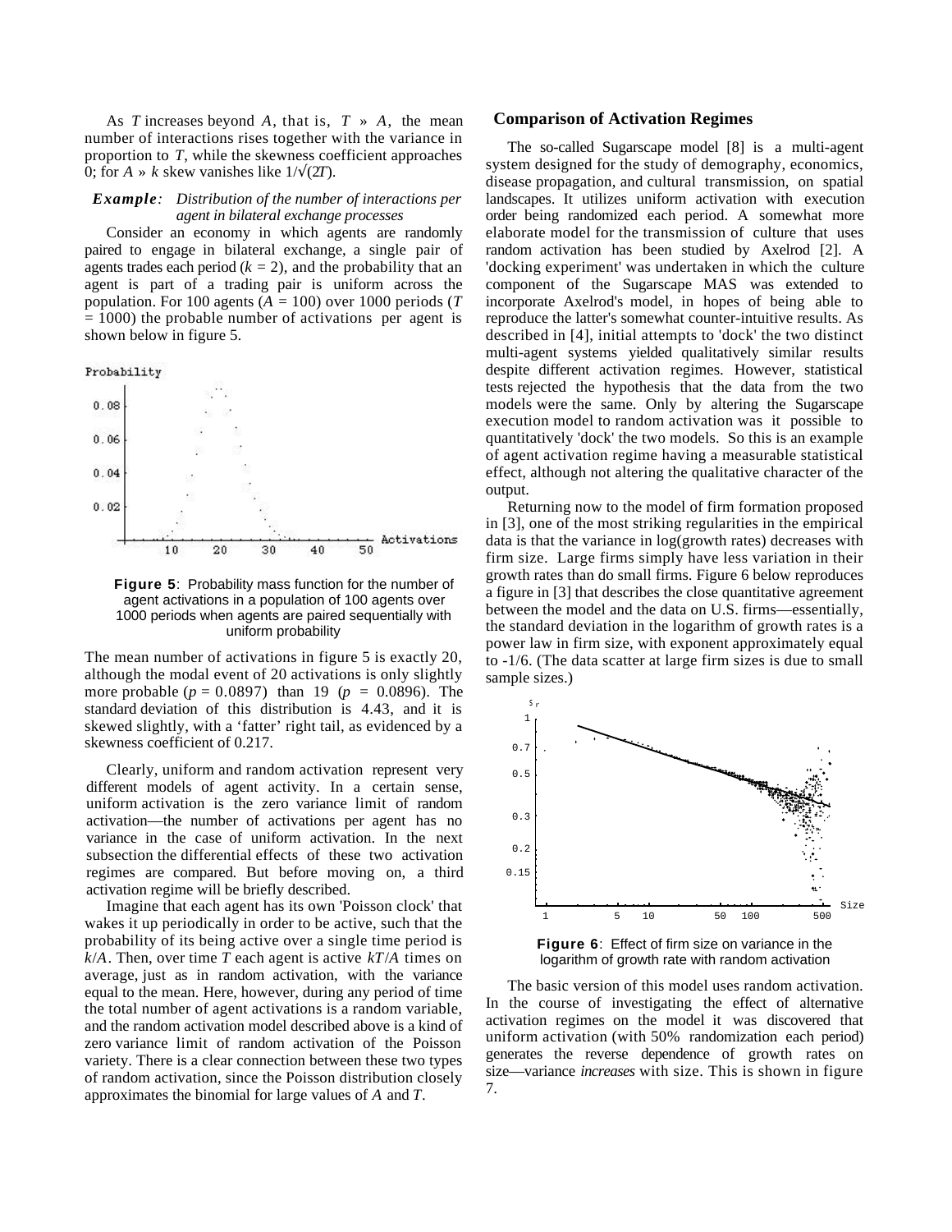As $T$ increases beyond $A$, that is, $T \gg A$, the mean number of interactions rises together with the variance in proportion to $T$, while the skewness coefficient approaches 0; for $A \gg k$ skew vanishes like $1/\sqrt{(2T)}$.

***Example**: Distribution of the number of interactions per agent in bilateral exchange processes*

Consider an economy in which agents are randomly paired to engage in bilateral exchange, a single pair of agents trades each period ($k = 2$), and the probability that an agent is part of a trading pair is uniform across the population. For 100 agents ($A = 100$) over 1000 periods ($T = 1000$) the probable number of activations per agent is shown below in figure 5.

Probability

0.08

0.06

0.04

0.02

10 20 30 40 50 Activations

**Figure 5**: Probability mass function for the number of agent activations in a population of 100 agents over 1000 periods when agents are paired sequentially with uniform probability

The mean number of activations in figure 5 is exactly 20, although the modal event of 20 activations is only slightly more probable ($p = 0.0897$) than 19 ($p = 0.0896$). The standard deviation of this distribution is 4.43, and it is skewed slightly, with a 'fatter' right tail, as evidenced by a skewness coefficient of 0.217.

Clearly, uniform and random activation represent very different models of agent activity. In a certain sense, uniform activation is the zero variance limit of random activation—the number of activations per agent has no variance in the case of uniform activation. In the next subsection the differential effects of these two activation regimes are compared. But before moving on, a third activation regime will be briefly described.

Imagine that each agent has its own 'Poisson clock' that wakes it up periodically in order to be active, such that the probability of its being active over a single time period is $k/A$. Then, over time $T$ each agent is active $kT/A$ times on average, just as in random activation, with the variance equal to the mean. Here, however, during any period of time the total number of agent activations is a random variable, and the random activation model described above is a kind of zero variance limit of random activation of the Poisson variety. There is a clear connection between these two types of random activation, since the Poisson distribution closely approximates the binomial for large values of $A$ and $T$.

## Comparison of Activation Regimes

The so-called Sugarscape model [8] is a multi-agent system designed for the study of demography, economics, disease propagation, and cultural transmission, on spatial landscapes. It utilizes uniform activation with execution order being randomized each period. A somewhat more elaborate model for the transmission of culture that uses random activation has been studied by Axelrod [2]. A 'docking experiment' was undertaken in which the culture component of the Sugarscape MAS was extended to incorporate Axelrod's model, in hopes of being able to reproduce the latter's somewhat counter-intuitive results. As described in [4], initial attempts to 'dock' the two distinct multi-agent systems yielded qualitatively similar results despite different activation regimes. However, statistical tests rejected the hypothesis that the data from the two models were the same. Only by altering the Sugarscape execution model to random activation was it possible to quantitatively 'dock' the two models. So this is an example of agent activation regime having a measurable statistical effect, although not altering the qualitative character of the output.

Returning now to the model of firm formation proposed in [3], one of the most striking regularities in the empirical data is that the variance in log(growth rates) decreases with firm size. Large firms simply have less variation in their growth rates than do small firms. Figure 6 below reproduces a figure in [3] that describes the close quantitative agreement between the model and the data on U.S. firms—essentially, the standard deviation in the logarithm of growth rates is a power law in firm size, with exponent approximately equal to -1/6. (The data scatter at large firm sizes is due to small sample sizes.)

$S_r$

1

0.7

0.5

0.3

0.2

0.15

1 5 10 50 100 500 Size

**Figure 6**: Effect of firm size on variance in the logarithm of growth rate with random activation

The basic version of this model uses random activation. In the course of investigating the effect of alternative activation regimes on the model it was discovered that uniform activation (with 50% randomization each period) generates the reverse dependence of growth rates on size—variance *increases* with size. This is shown in figure 7.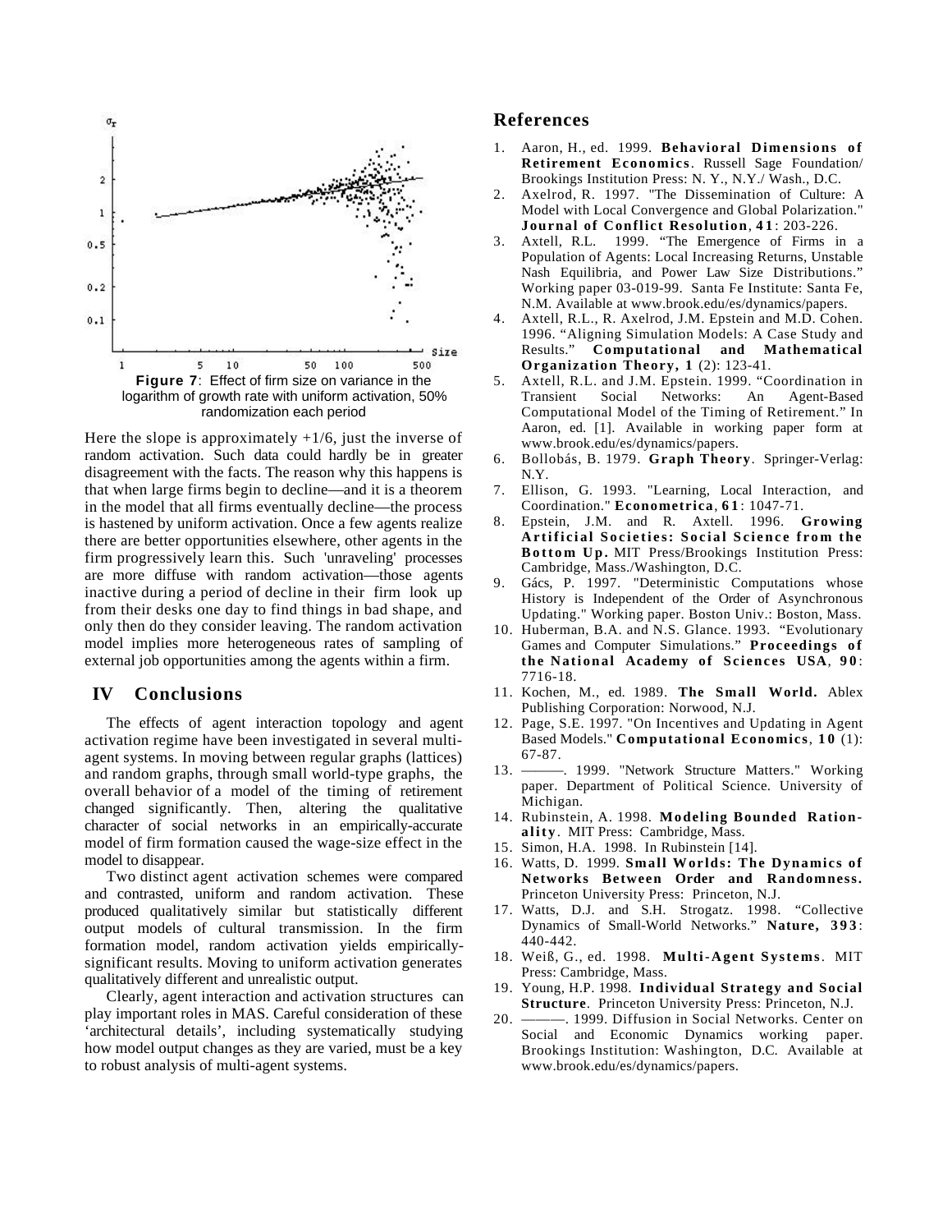$\sigma_r$

2

1

0.5

0.2

0.1

Size

1 5 10 50 100 500

**Figure 7**: Effect of firm size on variance in the logarithm of growth rate with uniform activation, 50% randomization each period

Here the slope is approximately +1/6, just the inverse of random activation. Such data could hardly be in greater disagreement with the facts. The reason why this happens is that when large firms begin to decline—and it is a theorem in the model that all firms eventually decline—the process is hastened by uniform activation. Once a few agents realize there are better opportunities elsewhere, other agents in the firm progressively learn this. Such 'unraveling' processes are more diffuse with random activation—those agents inactive during a period of decline in their firm look up from their desks one day to find things in bad shape, and only then do they consider leaving. The random activation model implies more heterogeneous rates of sampling of external job opportunities among the agents within a firm.

## IV Conclusions

The effects of agent interaction topology and agent activation regime have been investigated in several multi-agent systems. In moving between regular graphs (lattices) and random graphs, through small world-type graphs, the overall behavior of a model of the timing of retirement changed significantly. Then, altering the qualitative character of social networks in an empirically-accurate model of firm formation caused the wage-size effect in the model to disappear.

Two distinct agent activation schemes were compared and contrasted, uniform and random activation. These produced qualitatively similar but statistically different output models of cultural transmission. In the firm formation model, random activation yields empirically-significant results. Moving to uniform activation generates qualitatively different and unrealistic output.

Clearly, agent interaction and activation structures can play important roles in MAS. Careful consideration of these 'architectural details', including systematically studying how model output changes as they are varied, must be a key to robust analysis of multi-agent systems.

## References

1. Aaron, H., ed. 1999. **Behavioral Dimensions of Retirement Economics**. Russell Sage Foundation/ Brookings Institution Press: N. Y., N.Y./ Wash., D.C.
2. Axelrod, R. 1997. "The Dissemination of Culture: A Model with Local Convergence and Global Polarization." **Journal of Conflict Resolution**, **41**: 203-226.
3. Axtell, R.L. 1999. "The Emergence of Firms in a Population of Agents: Local Increasing Returns, Unstable Nash Equilibria, and Power Law Size Distributions." Working paper 03-019-99. Santa Fe Institute: Santa Fe, N.M. Available at www.brook.edu/es/dynamics/papers.
4. Axtell, R.L., R. Axelrod, J.M. Epstein and M.D. Cohen. 1996. "Aligning Simulation Models: A Case Study and Results." **Computational and Mathematical Organization Theory, 1** (2): 123-41.
5. Axtell, R.L. and J.M. Epstein. 1999. "Coordination in Transient Social Networks: An Agent-Based Computational Model of the Timing of Retirement." In Aaron, ed. [1]. Available in working paper form at www.brook.edu/es/dynamics/papers.
6. Bollobás, B. 1979. **Graph Theory**. Springer-Verlag: N.Y.
7. Ellison, G. 1993. "Learning, Local Interaction, and Coordination." **Econometrica**, **61**: 1047-71.
8. Epstein, J.M. and R. Axtell. 1996. **Growing Artificial Societies: Social Science from the Bottom Up.** MIT Press/Brookings Institution Press: Cambridge, Mass./Washington, D.C.
9. Gács, P. 1997. "Deterministic Computations whose History is Independent of the Order of Asynchronous Updating." Working paper. Boston Univ.: Boston, Mass.
10. Huberman, B.A. and N.S. Glance. 1993. "Evolutionary Games and Computer Simulations." **Proceedings of the National Academy of Sciences USA**, **90**: 7716-18.
11. Kochen, M., ed. 1989. **The Small World.** Ablex Publishing Corporation: Norwood, N.J.
12. Page, S.E. 1997. "On Incentives and Updating in Agent Based Models." **Computational Economics**, **10** (1): 67-87.
13. ———. 1999. "Network Structure Matters." Working paper. Department of Political Science. University of Michigan.
14. Rubinstein, A. 1998. **Modeling Bounded Rationality**. MIT Press: Cambridge, Mass.
15. Simon, H.A. 1998. In Rubinstein [14].
16. Watts, D. 1999. **Small Worlds: The Dynamics of Networks Between Order and Randomness.** Princeton University Press: Princeton, N.J.
17. Watts, D.J. and S.H. Strogatz. 1998. "Collective Dynamics of Small-World Networks." **Nature, 393**: 440-442.
18. Weiß, G., ed. 1998. **Multi-Agent Systems**. MIT Press: Cambridge, Mass.
19. Young, H.P. 1998. **Individual Strategy and Social Structure**. Princeton University Press: Princeton, N.J.
20. ———. 1999. Diffusion in Social Networks. Center on Social and Economic Dynamics working paper. Brookings Institution: Washington, D.C. Available at www.brook.edu/es/dynamics/papers.